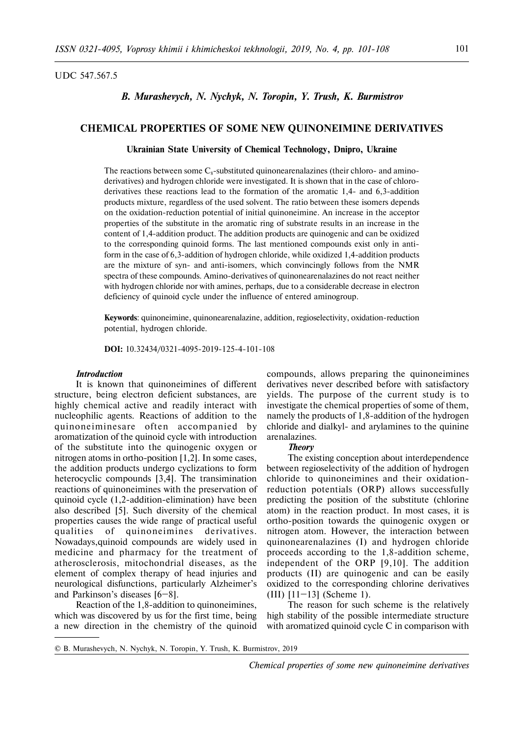UDC 547.567.5

***B. Murashevych, N. Nychyk, N. Toropin, Y. Trush, K. Burmistrov***

# CHEMICAL PROPERTIES OF SOME NEW QUINONEIMINE DERIVATIVES

**Ukrainian State University of Chemical Technology, Dnipro, Ukraine**

The reactions between some $C_8$-substituted quinonearenalazines (their chloro- and amino-derivatives) and hydrogen chloride were investigated. It is shown that in the case of chloro-derivatives these reactions lead to the formation of the aromatic 1,4- and 6,3-addition products mixture, regardless of the used solvent. The ratio between these isomers depends on the oxidation-reduction potential of initial quinoneimine. An increase in the acceptor properties of the substituent in the aromatic ring of substrate results in an increase in the content of 1,4-addition product. The addition products are quinogenic and can be oxidized to the corresponding quinoid forms. The last mentioned compounds exist only in anti-form in the case of 6,3-addition of hydrogen chloride, while oxidized 1,4-addition products are the mixture of syn- and anti-isomers, which convincingly follows from the NMR spectra of these compounds. Amino-derivatives of quinonearenalazines do not react neither with hydrogen chloride nor with amines, perhaps, due to a considerable decrease in electron deficiency of quinoid cycle under the influence of entered aminogroup.

**Keywords**: quinoneimine, quinonearenalazine, addition, regioselectivity, oxidation-reduction potential, hydrogen chloride.

**DOI:** 10.32434/0321-4095-2019-125-4-101-108

### *Introduction*

It is known that quinoneimines of different structure, being electron deficient substances, are highly chemical active and readily interact with nucleophilic agents. Reactions of addition to the quinoneiminesare often accompanied by aromatization of the quinoid cycle with introduction of the substitute into the quinogenic oxygen or nitrogen atoms in ortho-position [1,2]. In some cases, the addition products undergo cyclizations to form heterocyclic compounds [3,4]. The transimination reactions of quinoneimines with the preservation of quinoid cycle (1,2-addition-elimination) have been also described [5]. Such diversity of the chemical properties causes the wide range of practical useful qualities of quinoneimines derivatives. Nowadays,quinoid compounds are widely used in medicine and pharmacy for the treatment of atherosclerosis, mitochondrial diseases, as the element of complex therapy of head injuries and neurological disfunctions, particularly Alzheimer's and Parkinson's diseases [6–8].

Reaction of the 1,8-addition to quinoneimines, which was discovered by us for the first time, being a new direction in the chemistry of the quinoid compounds, allows preparing the quinoneimines derivatives never described before with satisfactory yields. The purpose of the current study is to investigate the chemical properties of some of them, namely the products of 1,8-addition of the hydrogen chloride and dialkyl- and arylamines to the quinine arenalazines.

### *Theory*

The existing conception about interdependence between regioselectivity of the addition of hydrogen chloride to quinoneimines and their oxidation-reduction potentials (ORP) allows successfully predicting the position of the substitute (chlorine atom) in the reaction product. In most cases, it is ortho-position towards the quinogenic oxygen or nitrogen atom. However, the interaction between quinonearenalazines (I) and hydrogen chloride proceeds according to the 1,8-addition scheme, independent of the ORP [9,10]. The addition products (II) are quinogenic and can be easily oxidized to the corresponding chlorine derivatives (III) [11–13] (Scheme 1).

The reason for such scheme is the relatively high stability of the possible intermediate structure with aromatized quinoid cycle C in comparison with

© B. Murashevych, N. Nychyk, N. Toropin, Y. Trush, K. Burmistrov, 2019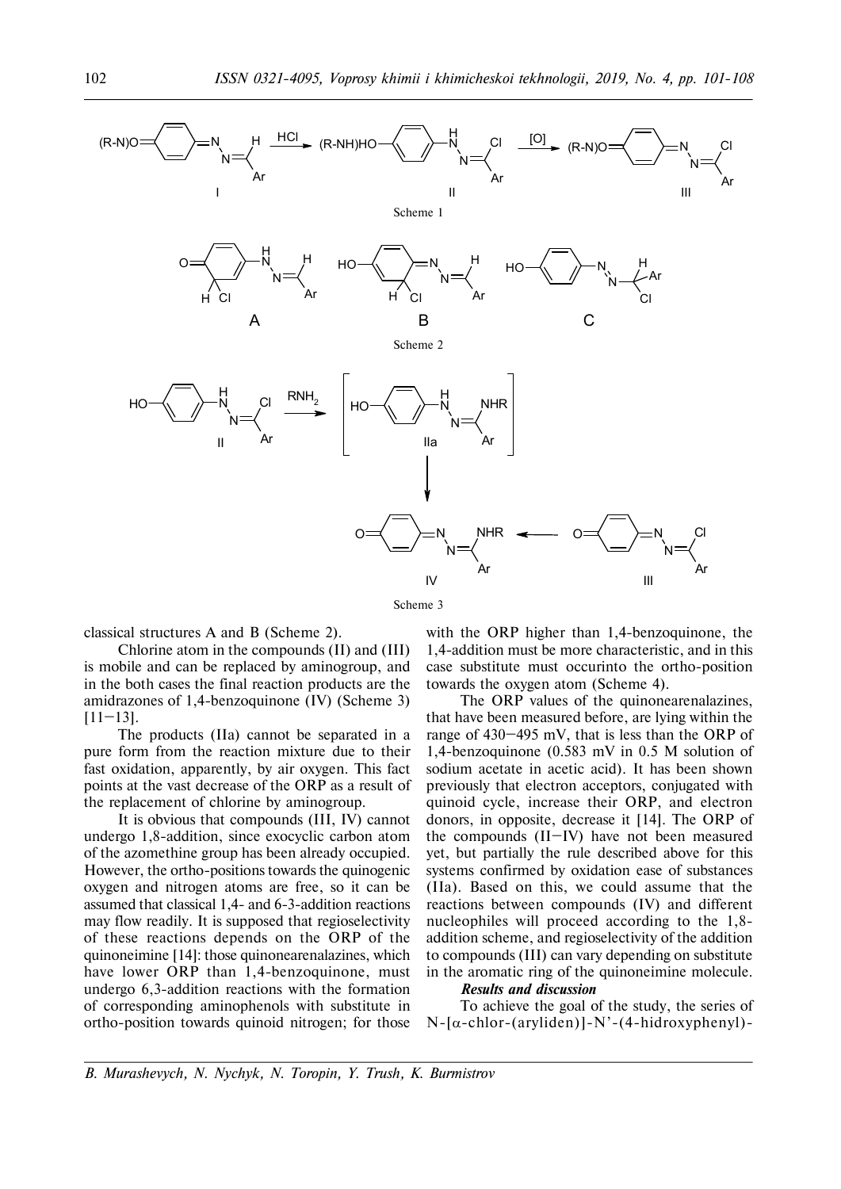Scheme 1

Scheme 2

Scheme 3

classical structures A and B (Scheme 2).

Chlorine atom in the compounds (II) and (III) is mobile and can be replaced by aminogroup, and in the both cases the final reaction products are the amidrazones of 1,4-benzoquinone (IV) (Scheme 3) [11–13].

The products (IIa) cannot be separated in a pure form from the reaction mixture due to their fast oxidation, apparently, by air oxygen. This fact points at the vast decrease of the ORP as a result of the replacement of chlorine by aminogroup.

It is obvious that compounds (III, IV) cannot undergo 1,8-addition, since exocyclic carbon atom of the azomethine group has been already occupied. However, the ortho-positions towards the quinogenic oxygen and nitrogen atoms are free, so it can be assumed that classical 1,4- and 6-3-addition reactions may flow readily. It is supposed that regioselectivity of these reactions depends on the ORP of the quinoneimine [14]: those quinonearenalazines, which have lower ORP than 1,4-benzoquinone, must undergo 6,3-addition reactions with the formation of corresponding aminophenols with substitute in ortho-position towards quinoid nitrogen; for those with the ORP higher than 1,4-benzoquinone, the 1,4-addition must be more characteristic, and in this case substitute must occurinto the ortho-position towards the oxygen atom (Scheme 4).

The ORP values of the quinonearenalazines, that have been measured before, are lying within the range of 430–495 mV, that is less than the ORP of 1,4-benzoquinone (0.583 mV in 0.5 M solution of sodium acetate in acetic acid). It has been shown previously that electron acceptors, conjugated with quinoid cycle, increase their ORP, and electron donors, in opposite, decrease it [14]. The ORP of the compounds (II–IV) have not been measured yet, but partially the rule described above for this systems confirmed by oxidation ease of substances (IIa). Based on this, we could assume that the reactions between compounds (IV) and different nucleophiles will proceed according to the 1,8-addition scheme, and regioselectivity of the addition to compounds (III) can vary depending on substitute in the aromatic ring of the quinoneimine molecule.

***Results and discussion***

To achieve the goal of the study, the series of N-[α-chlor-(aryliden)]-N'-(4-hidroxyphenyl)-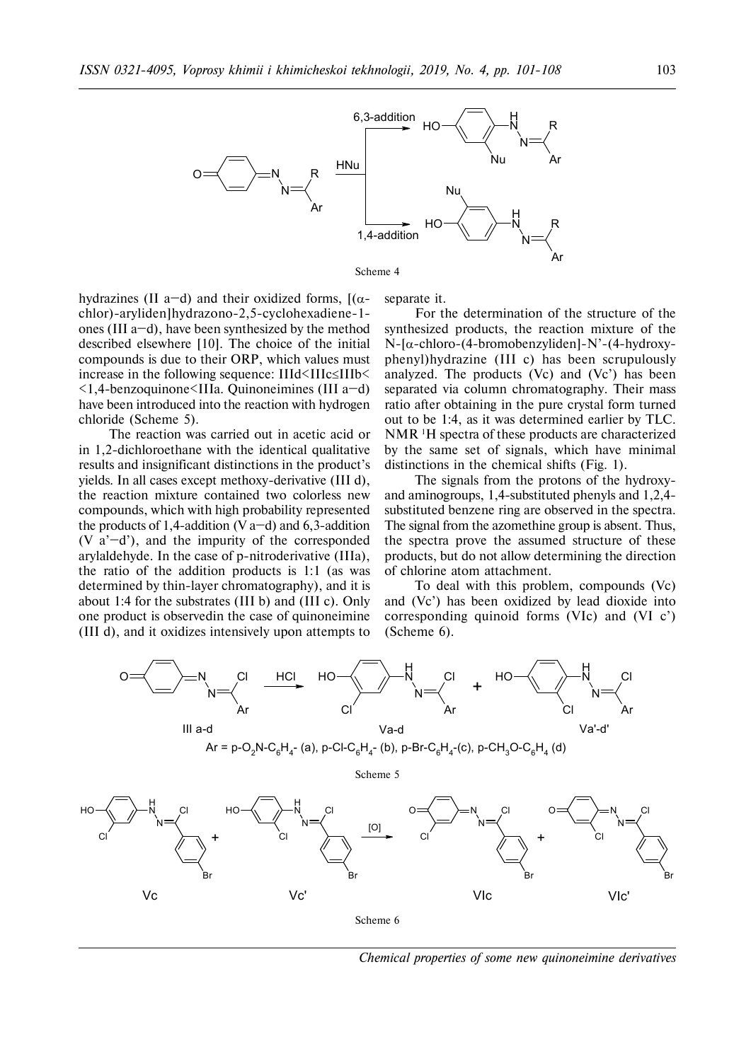Scheme 4

hydrazines (II a–d) and their oxidized forms, [(α-chlor)-aryliden]hydrazono-2,5-cyclohexadiene-1-ones (III a–d), have been synthesized by the method described elsewhere [10]. The choice of the initial compounds is due to their ORP, which values must increase in the following sequence: IIId<IIIc≤IIIb<<1,4-benzoquinone<IIIa. Quinoneimines (III a–d) have been introduced into the reaction with hydrogen chloride (Scheme 5).

The reaction was carried out in acetic acid or in 1,2-dichloroethane with the identical qualitative results and insignificant distinctions in the product's yields. In all cases except methoxy-derivative (III d), the reaction mixture contained two colorless new compounds, which with high probability represented the products of 1,4-addition (V a–d) and 6,3-addition (V a'–d'), and the impurity of the corresponded arylaldehyde. In the case of p-nitroderivative (IIIa), the ratio of the addition products is 1:1 (as was determined by thin-layer chromatography), and it is about 1:4 for the substrates (III b) and (III c). Only one product is observedin the case of quinoneimine (III d), and it oxidizes intensively upon attempts to separate it.

For the determination of the structure of the synthesized products, the reaction mixture of the N-[α-chloro-(4-bromobenzyliden]-N'-(4-hydroxyphenyl)hydrazine (III c) has been scrupulously analyzed. The products (Vc) and (Vc') has been separated via column chromatography. Their mass ratio after obtaining in the pure crystal form turned out to be 1:4, as it was determined earlier by TLC. NMR $^{1}$H spectra of these products are characterized by the same set of signals, which have minimal distinctions in the chemical shifts (Fig. 1).

The signals from the protons of the hydroxy- and aminogroups, 1,4-substituted phenyls and 1,2,4-substituted benzene ring are observed in the spectra. The signal from the azomethine group is absent. Thus, the spectra prove the assumed structure of these products, but do not allow determining the direction of chlorine atom attachment.

To deal with this problem, compounds (Vc) and (Vc') has been oxidized by lead dioxide into corresponding quinoid forms (VIc) and (VI c') (Scheme 6).

Ar = p-$O_2N$-$C_6H_4$- (a), p-Cl-$C_6H_4$- (b), p-Br-$C_6H_4$-(c), p-$CH_3O$-$C_6H_4$ (d)

Scheme 5

Scheme 6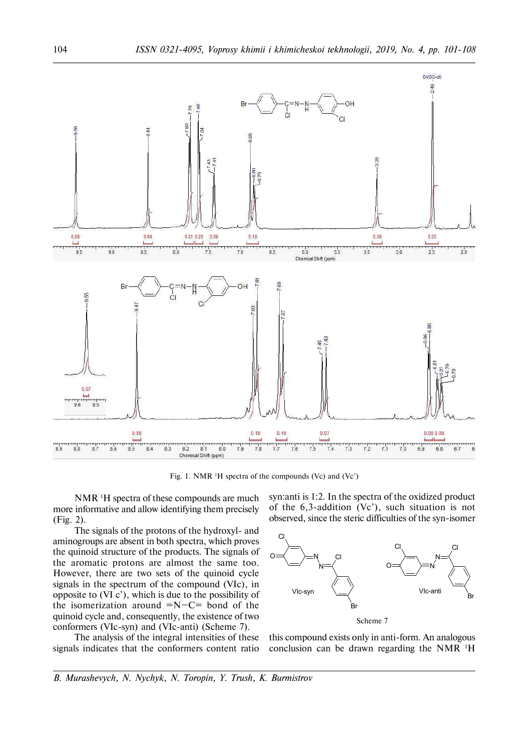Fig. 1. NMR $^1$H spectra of the compounds (Vc) and (Vc')

NMR $^1$H spectra of these compounds are much more informative and allow identifying them precisely (Fig. 2).

The signals of the protons of the hydroxyl- and aminogroups are absent in both spectra, which proves the quinoid structure of the products. The signals of the aromatic protons are almost the same too. However, there are two sets of the quinoid cycle signals in the spectrum of the compound (VIc), in opposite to (VI c'), which is due to the possibility of the isomerization around =N–C= bond of the quinoid cycle and, consequently, the existence of two conformers (VIc-syn) and (VIc-anti) (Scheme 7).

The analysis of the integral intensities of these signals indicates that the conformers content ratio syn:anti is 1:2. In the spectra of the oxidized product of the 6,3-addition (Vc'), such situation is not observed, since the steric difficulties of the syn-isomer this compound exists only in anti-form. An analogous conclusion can be drawn regarding the NMR $^1$H

Scheme 7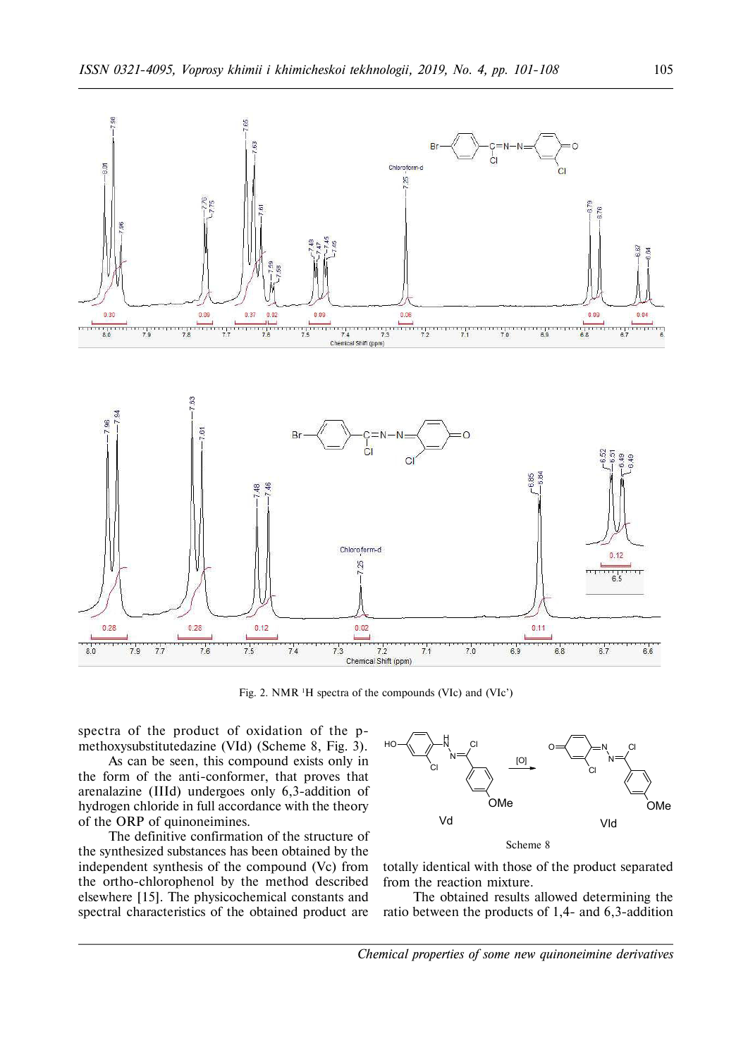Fig. 2. NMR [1]H spectra of the compounds (VIc) and (VIc')

spectra of the product of oxidation of the p-methoxysubstitutedazine (VId) (Scheme 8, Fig. 3).

As can be seen, this compound exists only in the form of the anti-conformer, that proves that arenalazine (IIId) undergoes only 6,3-addition of hydrogen chloride in full accordance with the theory of the ORP of quinoneimines.

The definitive confirmation of the structure of the synthesized substances has been obtained by the independent synthesis of the compound (Vc) from the ortho-chlorophenol by the method described elsewhere [15]. The physicochemical constants and spectral characteristics of the obtained product are totally identical with those of the product separated from the reaction mixture.

Scheme 8

The obtained results allowed determining the ratio between the products of 1,4- and 6,3-addition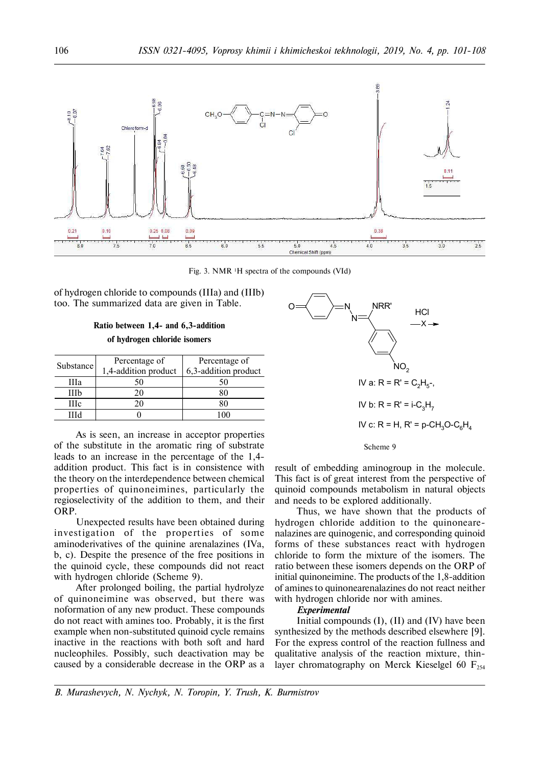Fig. 3. NMR [1]H spectra of the compounds (VId)

of hydrogen chloride to compounds (IIIa) and (IIIb) too. The summarized data are given in Table.

**Ratio between 1,4- and 6,3-addition of hydrogen chloride isomers**

| Substance | Percentage of 1,4-addition product | Percentage of 6,3-addition product |
|---|---|---|
| IIIa | 50 | 50 |
| IIIb | 20 | 80 |
| IIIc | 20 | 80 |
| IIId | 0 | 100 |

As is seen, an increase in acceptor properties of the substitute in the aromatic ring of substrate leads to an increase in the percentage of the 1,4-addition product. This fact is in consistence with the theory on the interdependence between chemical properties of quinoneimines, particularly the regioselectivity of the addition to them, and their ORP.

Unexpected results have been obtained during investigation of the properties of some aminoderivatives of the quinine arenalazines (IVa, b, c). Despite the presence of the free positions in the quinoid cycle, these compounds did not react with hydrogen chloride (Scheme 9).

IV a: R = R' = $C_2H_5$-,

IV b: R = R' = i-$C_3H_7$

IV c: R = H, R' = p-$CH_3O$-$C_6H_4$

Scheme 9

After prolonged boiling, the partial hydrolyze of quinoneimine was observed, but there was noformation of any new product. These compounds do not react with amines too. Probably, it is the first example when non-substituted quinoid cycle remains inactive in the reactions with both soft and hard nucleophiles. Possibly, such deactivation may be caused by a considerable decrease in the ORP as a result of embedding aminogroup in the molecule. This fact is of great interest from the perspective of quinoid compounds metabolism in natural objects and needs to be explored additionally.

Thus, we have shown that the products of hydrogen chloride addition to the quinonearenalazines are quinogenic, and corresponding quinoid forms of these substances react with hydrogen chloride to form the mixture of the isomers. The ratio between these isomers depends on the ORP of initial quinoneimine. The products of the 1,8-addition of amines to quinonearenalazines do not react neither with hydrogen chloride nor with amines.

***Experimental***

Initial compounds (I), (II) and (IV) have been synthesized by the methods described elsewhere [9]. For the express control of the reaction fullness and qualitative analysis of the reaction mixture, thin-layer chromatography on Merck Kieselgel 60 $F_{254}$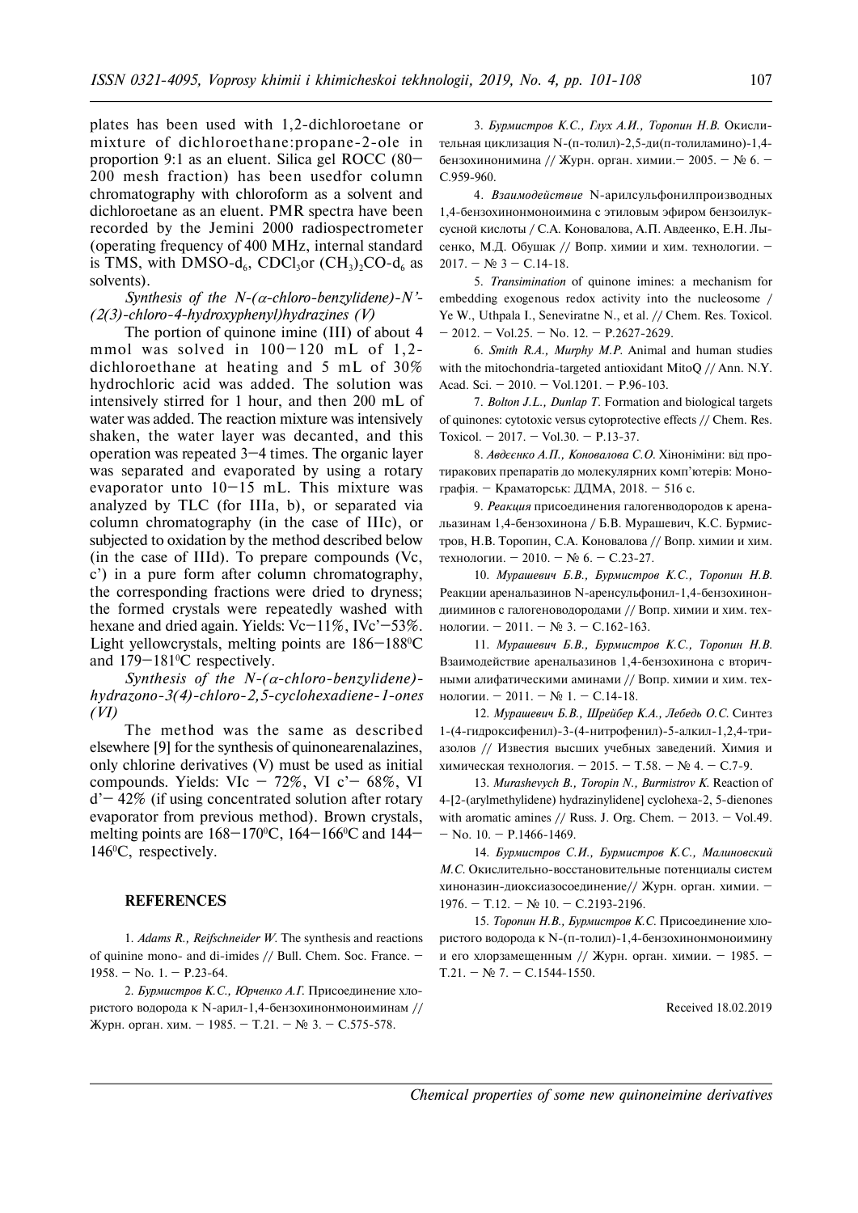plates has been used with 1,2-dichloroethane or mixture of dichloroethane:propane-2-ole in proportion 9:1 as an eluent. Silica gel ROCC (80–200 mesh fraction) has been usedfor column chromatography with chloroform as a solvent and dichloroetane as an eluent. PMR spectra have been recorded by the Jemini 2000 radiospectrometer (operating frequency of 400 MHz, internal standard is TMS, with DMSO-$d_6$, $CDCl_3$or $(CH_3)_2CO$-$d_6$ as solvents).

*Synthesis of the N-(α-chloro-benzylidene)-N'-(2(3)-chloro-4-hydroxyphenyl)hydrazines (V)*

The portion of quinone imine (III) of about 4 mmol was solved in 100–120 mL of 1,2-dichloroethane at heating and 5 mL of 30% hydrochloric acid was added. The solution was intensively stirred for 1 hour, and then 200 mL of water was added. The reaction mixture was intensively shaken, the water layer was decanted, and this operation was repeated 3–4 times. The organic layer was separated and evaporated by using a rotary evaporator unto 10–15 mL. This mixture was analyzed by TLC (for IIIa, b), or separated via column chromatography (in the case of IIIc), or subjected to oxidation by the method described below (in the case of IIId). To prepare compounds (Vc, c') in a pure form after column chromatography, the corresponding fractions were dried to dryness; the formed crystals were repeatedly washed with hexane and dried again. Yields: Vc–11%, IVc'–53%. Light yellowcrystals, melting points are 186–188$^0$C and 179–181$^0$C respectively.

*Synthesis of the N-(α-chloro-benzylidene)-hydrazono-3(4)-chloro-2,5-cyclohexadiene-1-ones (VI)*

The method was the same as described elsewhere [9] for the synthesis of quinonearenalazines, only chlorine derivatives (V) must be used as initial compounds. Yields: VIc – 72%, VI c'– 68%, VI d'– 42% (if using concentrated solution after rotary evaporator from previous method). Brown crystals, melting points are 168–170$^0$C, 164–166$^0$C and 144–146$^0$C, respectively.

## REFERENCES

1. *Adams R., Reifschneider W.* The synthesis and reactions of quinine mono- and di-imides // Bull. Chem. Soc. France. – 1958. – No. 1. – P.23-64.

2. *Бурмистров К.С., Юрченко А.Г.* Присоединение хлористого водорода к N-арил-1,4-бензохинонмоноиминам // Журн. орган. хим. – 1985. – Т.21. – № 3. – С.575-578.

3. *Бурмистров К.С., Глух А.И., Торопин Н.В.* Окислительная циклизация N-(п-толил)-2,5-ди(п-толиламино)-1,4-бензохинонимина // Журн. орган. химии.– 2005. – № 6. – С.959-960.

4. *Взаимодействие* N-арилсульфонилпроизводных 1,4-бензохинонмоноимина с этиловым эфиром бензоилуксусной кислоты / С.А. Коновалова, А.П. Авдеенко, Е.Н. Лысенко, М.Д. Обушак // Вопр. химии и хим. технологии. – 2017. – № 3 – С.14-18.

5. *Transimination* of quinone imines: a mechanism for embedding exogenous redox activity into the nucleosome / Ye W., Uthpala I., Seneviratne N., et al. // Chem. Res. Toxicol. – 2012. – Vol.25. – No. 12. – P.2627-2629.

6. *Smith R.A., Murphy M.P.* Animal and human studies with the mitochondria-targeted antioxidant MitoQ // Ann. N.Y. Acad. Sci. – 2010. – Vol.1201. – P.96-103.

7. *Bolton J.L., Dunlap T.* Formation and biological targets of quinones: cytotoxic versus cytoprotective effects // Chem. Res. Toxicol. – 2017. – Vol.30. – P.13-37.

8. *Авдєєнко А.П., Коновалова С.О.* Хіноніміни: від протиракових препаратів до молекулярних комп'ютерів: Монографія. – Краматорськ: ДДМА, 2018. – 516 с.

9. *Реакция* присоединения галогенводородов к аренальазинам 1,4-бензохинона / Б.В. Мурашевич, К.С. Бурмистров, Н.В. Торопин, С.А. Коновалова // Вопр. химии и хим. технологии. – 2010. – № 6. – С.23-27.

10. *Мурашевич Б.В., Бурмистров К.С., Торопин Н.В.* Реакции аренальазинов N-аренсульфонил-1,4-бензохинондииминов с галогеноводородами // Вопр. химии и хим. технологии. – 2011. – № 3. – С.162-163.

11. *Мурашевич Б.В., Бурмистров К.С., Торопин Н.В.* Взаимодействие аренальазинов 1,4-бензохинона с вторичными алифатическими аминами // Вопр. химии и хим. технологии. – 2011. – № 1. – С.14-18.

12. *Мурашевич Б.В., Шрейбер К.А., Лебедь О.С.* Синтез 1-(4-гидроксифенил)-3-(4-нитрофенил)-5-алкил-1,2,4-триазолов // Известия высших учебных заведений. Химия и химическая технология. – 2015. – Т.58. – № 4. – С.7-9.

13. *Murashevych B., Toropin N., Burmistrov K.* Reaction of 4-[2-(arylmethylidene) hydrazinylidene] cyclohexa-2, 5-dienones with aromatic amines // Russ. J. Org. Chem. – 2013. – Vol.49. – No. 10. – P.1466-1469.

14. *Бурмистров С.И., Бурмистров К.С., Малиновский М.С.* Окислительно-восстановительные потенциалы систем хиноназин-диоксиазосоединение// Журн. орган. химии. – 1976. – Т.12. – № 10. – С.2193-2196.

15. *Торопин Н.В., Бурмистров К.С.* Присоединение хлористого водорода к N-(п-толил)-1,4-бензохинонмоноимину и его хлорзамещенным // Журн. орган. химии. – 1985. – Т.21. – № 7. – С.1544-1550.

Received 18.02.2019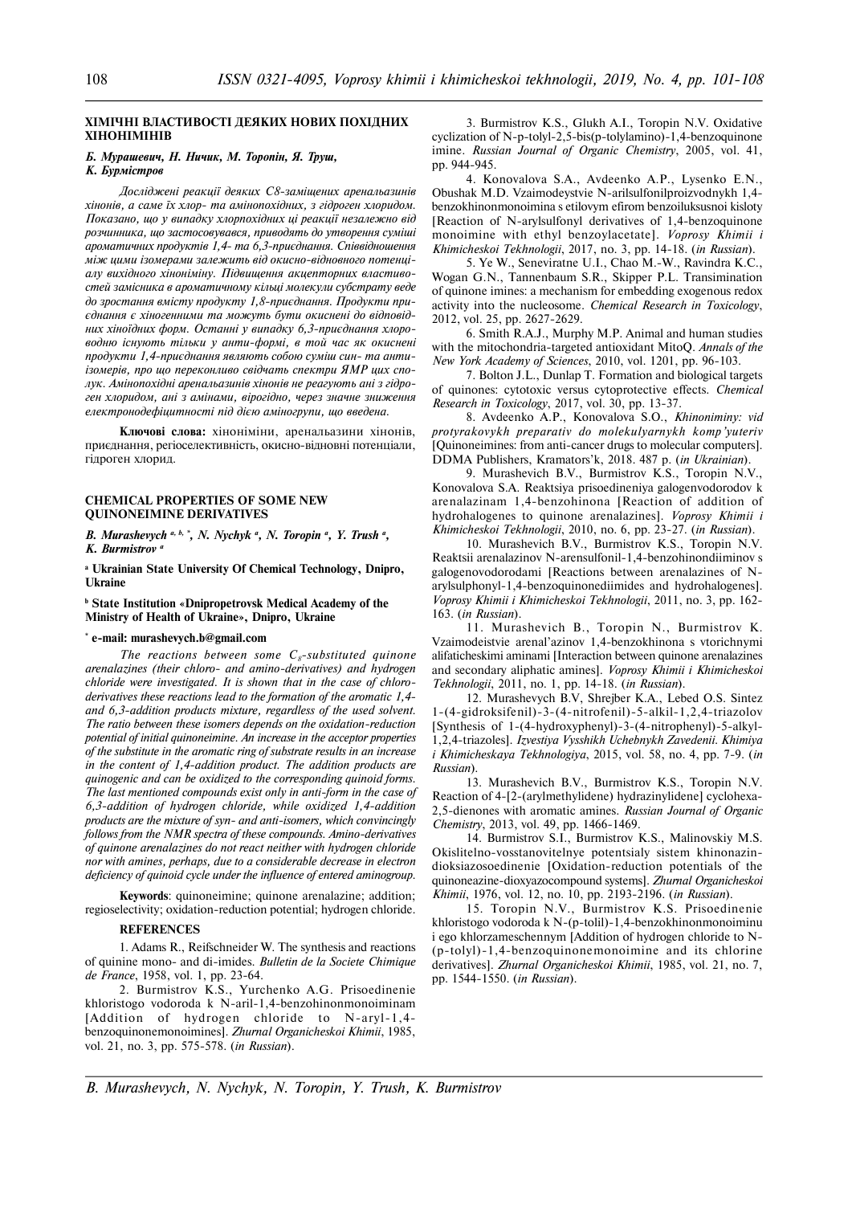## ХІМІЧНІ ВЛАСТИВОСТІ ДЕЯКИХ НОВИХ ПОХІДНИХ ХІНОНІМІНІВ

***Б. Мурашевич, Н. Ничик, М. Торопін, Я. Труш, К. Бурмістров***

*Досліджені реакції деяких С8-заміщених аренальазинів хінонів, а саме їх хлор- та амінопохідних, з гідроген хлоридом. Показано, що у випадку хлорпохідних ці реакції незалежно від розчинника, що застосовувався, приводять до утворення суміші ароматичних продуктів 1,4- та 6,3-приєднання. Співвідношення між цими ізомерами залежить від окисно-відновного потенціалу вихідного хіноніміну. Підвищення акцепторних властивостей замісника в ароматичному кільці молекули субстрату веде до зростання вмісту продукту 1,8-приєднання. Продукти приєднання є хіногенними та можуть бути окиснені до відповідних хіноїдних форм. Останні у випадку 6,3-приєднання хлороводню існують тільки у анти-формі, в той час як окиснені продукти 1,4-приєднання являють собою суміш син- та анти-ізомерів, про що переконливо свідчать спектри ЯМР цих сполук. Амінопохідні аренальазинів хінонів не реагують ані з гідроген хлоридом, ані з амінами, вірогідно, через значне зниження електронодефіцитності під дією аміногрупи, що введена.*

**Ключові слова:** хіноніміни, аренальазини хінонів, приєднання, регіоселективність, окисно-відновні потенціали, гідроген хлорид.

## CHEMICAL PROPERTIES OF SOME NEW QUINONEIMINE DERIVATIVES

***B. Murashevych [a, b, \*], N. Nychyk [a], N. Toropin [a], Y. Trush [a], K. Burmistrov [a]***

**[a] Ukrainian State University Of Chemical Technology, Dnipro, Ukraine**

**[b] State Institution «Dnipropetrovsk Medical Academy of the Ministry of Health of Ukraine», Dnipro, Ukraine**

**[\*] e-mail: murashevych.b@gmail.com**

*The reactions between some $C_8$-substituted quinone arenalazines (their chloro- and amino-derivatives) and hydrogen chloride were investigated. It is shown that in the case of chloro-derivatives these reactions lead to the formation of the aromatic 1,4- and 6,3-addition products mixture, regardless of the used solvent. The ratio between these isomers depends on the oxidation-reduction potential of initial quinoneimine. An increase in the acceptor properties of the substitute in the aromatic ring of substrate results in an increase in the content of 1,4-addition product. The addition products are quinogenic and can be oxidized to the corresponding quinoid forms. The last mentioned compounds exist only in anti-form in the case of 6,3-addition of hydrogen chloride, while oxidized 1,4-addition products are the mixture of syn- and anti-isomers, which convincingly follows from the NMR spectra of these compounds. Amino-derivatives of quinone arenalazines do not react neither with hydrogen chloride nor with amines, perhaps, due to a considerable decrease in electron deficiency of quinoid cycle under the influence of entered aminogroup.*

**Keywords**: quinoneimine; quinone arenalazine; addition; regioselectivity; oxidation-reduction potential; hydrogen chloride.

### REFERENCES

1. Adams R., Reifschneider W. The synthesis and reactions of quinine mono- and di-imides. *Bulletin de la Societe Chimique de France*, 1958, vol. 1, pp. 23-64.

2. Burmistrov K.S., Yurchenko A.G. Prisoedinenie khloristogo vodoroda k N-aril-1,4-benzohinonmonoiminam [Addition of hydrogen chloride to N-aryl-1,4-benzoquinonemonoimines]. *Zhurnal Organicheskoi Khimii*, 1985, vol. 21, no. 3, pp. 575-578. (*in Russian*).

3. Burmistrov K.S., Glukh A.I., Toropin N.V. Oxidative cyclization of N-p-tolyl-2,5-bis(p-tolylamino)-1,4-benzoquinone imine. *Russian Journal of Organic Chemistry*, 2005, vol. 41, pp. 944-945.

4. Konovalova S.A., Avdeenko A.P., Lysenko E.N., Obushak M.D. Vzaimodeystvie N-arilsulfonilproizvodnykh 1,4-benzokhinonmonoimina s etilovym efirom benzoiluksusnoi kisloty [Reaction of N-arylsulfonyl derivatives of 1,4-benzoquinone monoimine with ethyl benzoylacetate]. *Voprosy Khimii i Khimicheskoi Tekhnologii*, 2017, no. 3, pp. 14-18. (*in Russian*).

5. Ye W., Seneviratne U.I., Chao M.-W., Ravindra K.C., Wogan G.N., Tannenbaum S.R., Skipper P.L. Transimination of quinone imines: a mechanism for embedding exogenous redox activity into the nucleosome. *Chemical Research in Toxicology*, 2012, vol. 25, pp. 2627-2629.

6. Smith R.A.J., Murphy M.P. Animal and human studies with the mitochondria-targeted antioxidant MitoQ. *Annals of the New York Academy of Sciences*, 2010, vol. 1201, pp. 96-103.

7. Bolton J.L., Dunlap T. Formation and biological targets of quinones: cytotoxic versus cytoprotective effects. *Chemical Research in Toxicology*, 2017, vol. 30, pp. 13-37.

8. Avdeenko A.P., Konovalova S.O., *Khinoniminy: vid protyrakovykh preparativ do molekulyarnykh komp'yuteriv* [Quinoneimines: from anti-cancer drugs to molecular computers]. DDMA Publishers, Kramators'k, 2018. 487 p. (*in Ukrainian*).

9. Murashevich B.V., Burmistrov K.S., Toropin N.V., Konovalova S.A. Reaktsiya prisoedineniya galogenvodorodov k arenalazinam 1,4-benzohinona [Reaction of addition of hydrohalogenes to quinone arenalazines]. *Voprosy Khimii i Khimicheskoi Tekhnologii*, 2010, no. 6, pp. 23-27. (*in Russian*).

10. Murashevich B.V., Burmistrov K.S., Toropin N.V. Reaktsii arenalazinov N-arensulfonil-1,4-benzohinondiiminov s galogenovodorodami [Reactions between arenalazines of N-arylsulphonyl-1,4-benzoquinonediimides and hydrohalogenes]. *Voprosy Khimii i Khimicheskoi Tekhnologii*, 2011, no. 3, pp. 162-163. (*in Russian*).

11. Murashevich B., Toropin N., Burmistrov K. Vzaimodeistvie arenal'azinov 1,4-benzokhinona s vtorichnymi alifaticheskimi aminami [Interaction between quinone arenalazines and secondary aliphatic amines]. *Voprosy Khimii i Khimicheskoi Tekhnologii*, 2011, no. 1, pp. 14-18. (*in Russian*).

12. Murashevych B.V, Shrejber K.A., Lebed O.S. Sintez 1-(4-gidroksifenil)-3-(4-nitrofenil)-5-alkil-1,2,4-triazolov [Synthesis of 1-(4-hydroxyphenyl)-3-(4-nitrophenyl)-5-alkyl-1,2,4-triazoles]. *Izvestiya Vysshikh Uchebnykh Zavedenii. Khimiya i Khimicheskaya Tekhnologiya*, 2015, vol. 58, no. 4, pp. 7-9. (*in Russian*).

13. Murashevich B.V., Burmistrov K.S., Toropin N.V. Reaction of 4-[2-(arylmethylidene) hydrazinylidene] cyclohexa-2,5-dienones with aromatic amines. *Russian Journal of Organic Chemistry*, 2013, vol. 49, pp. 1466-1469.

14. Burmistrov S.I., Burmistrov K.S., Malinovskiy M.S. Okislitelno-vosstanovitelnye potentsialy sistem khinonazin-dioksiazosoedinenie [Oxidation-reduction potentials of the quinoneazine-dioxyazocompound systems]. *Zhurnal Organicheskoi Khimii*, 1976, vol. 12, no. 10, pp. 2193-2196. (*in Russian*).

15. Toropin N.V., Burmistrov K.S. Prisoedinenie khloristogo vodoroda k N-(p-tolil)-1,4-benzokhinonmonoiminu i ego khlorzameschennym [Addition of hydrogen chloride to N-(p-tolyl)-1,4-benzoquinonemonoimine and its chlorine derivatives]. *Zhurnal Organicheskoi Khimii*, 1985, vol. 21, no. 7, pp. 1544-1550. (*in Russian*).